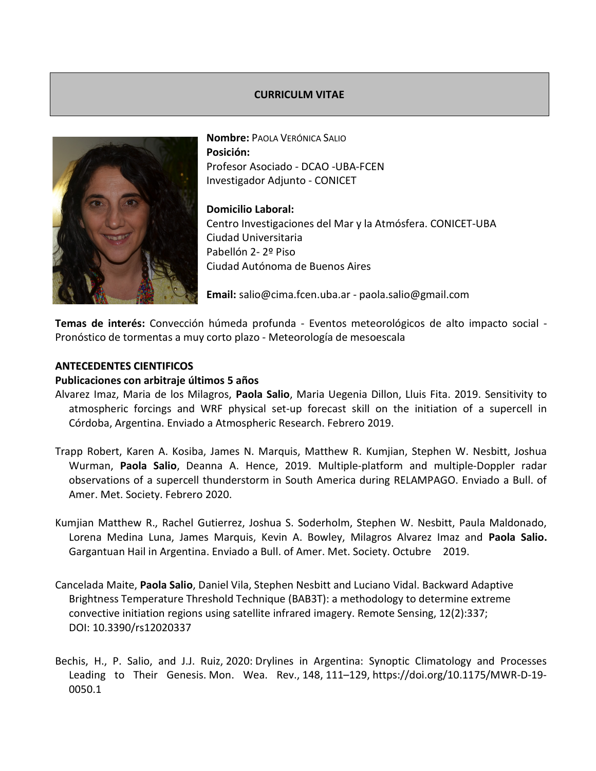# CURRICULM VITAE

**Nombre:** PAOLA VERÓNICA SALIO
**Posición:**
Profesor Asociado - DCAO -UBA-FCEN
Investigador Adjunto - CONICET

**Domicilio Laboral:**
Centro Investigaciones del Mar y la Atmósfera. CONICET-UBA
Ciudad Universitaria
Pabellón 2- 2º Piso
Ciudad Autónoma de Buenos Aires

**Email:** salio@cima.fcen.uba.ar - paola.salio@gmail.com

**Temas de interés:** Convección húmeda profunda - Eventos meteorológicos de alto impacto social - Pronóstico de tormentas a muy corto plazo - Meteorología de mesoescala

## ANTECEDENTES CIENTIFICOS

### Publicaciones con arbitraje últimos 5 años

Alvarez Imaz, Maria de los Milagros, **Paola Salio**, Maria Uegenia Dillon, Lluis Fita. 2019. Sensitivity to atmospheric forcings and WRF physical set-up forecast skill on the initiation of a supercell in Córdoba, Argentina. Enviado a Atmospheric Research. Febrero 2019.

Trapp Robert, Karen A. Kosiba, James N. Marquis, Matthew R. Kumjian, Stephen W. Nesbitt, Joshua Wurman, **Paola Salio**, Deanna A. Hence, 2019. Multiple-platform and multiple-Doppler radar observations of a supercell thunderstorm in South America during RELAMPAGO. Enviado a Bull. of Amer. Met. Society. Febrero 2020.

Kumjian Matthew R., Rachel Gutierrez, Joshua S. Soderholm, Stephen W. Nesbitt, Paula Maldonado, Lorena Medina Luna, James Marquis, Kevin A. Bowley, Milagros Alvarez Imaz and **Paola Salio.** Gargantuan Hail in Argentina. Enviado a Bull. of Amer. Met. Society. Octubre 2019.

Cancelada Maite, **Paola Salio**, Daniel Vila, Stephen Nesbitt and Luciano Vidal. Backward Adaptive Brightness Temperature Threshold Technique (BAB3T): a methodology to determine extreme convective initiation regions using satellite infrared imagery. Remote Sensing, 12(2):337; DOI: 10.3390/rs12020337

Bechis, H., P. Salio, and J.J. Ruiz, 2020: Drylines in Argentina: Synoptic Climatology and Processes Leading to Their Genesis. Mon. Wea. Rev., 148, 111–129, https://doi.org/10.1175/MWR-D-19-0050.1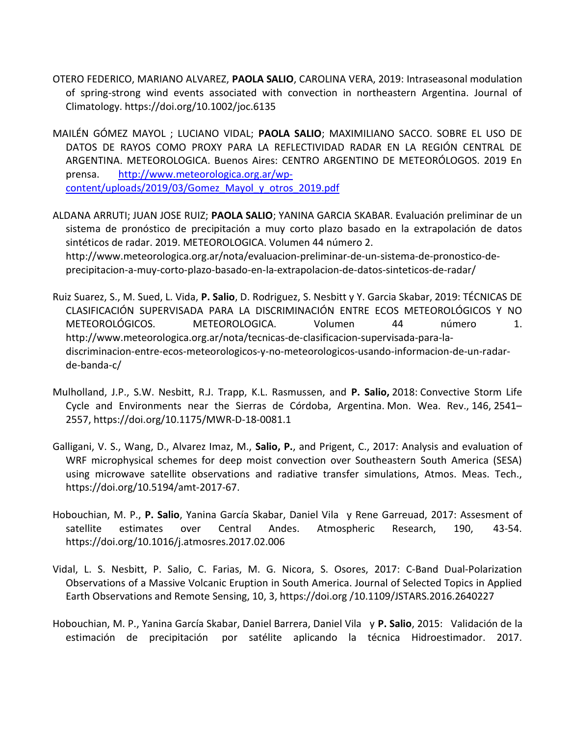OTERO FEDERICO, MARIANO ALVAREZ, **PAOLA SALIO**, CAROLINA VERA, 2019: Intraseasonal modulation of spring-strong wind events associated with convection in northeastern Argentina. Journal of Climatology. https://doi.org/10.1002/joc.6135

MAILÉN GÓMEZ MAYOL ; LUCIANO VIDAL; **PAOLA SALIO**; MAXIMILIANO SACCO. SOBRE EL USO DE DATOS DE RAYOS COMO PROXY PARA LA REFLECTIVIDAD RADAR EN LA REGIÓN CENTRAL DE ARGENTINA. METEOROLOGICA. Buenos Aires: CENTRO ARGENTINO DE METEORÓLOGOS. 2019 En prensa. [http://www.meteorologica.org.ar/wp-content/uploads/2019/03/Gomez_Mayol_y_otros_2019.pdf](http://www.meteorologica.org.ar/wp-content/uploads/2019/03/Gomez_Mayol_y_otros_2019.pdf)

ALDANA ARRUTI; JUAN JOSE RUIZ; **PAOLA SALIO**; YANINA GARCIA SKABAR. Evaluación preliminar de un sistema de pronóstico de precipitación a muy corto plazo basado en la extrapolación de datos sintéticos de radar. 2019. METEOROLOGICA. Volumen 44 número 2. http://www.meteorologica.org.ar/nota/evaluacion-preliminar-de-un-sistema-de-pronostico-de-precipitacion-a-muy-corto-plazo-basado-en-la-extrapolacion-de-datos-sinteticos-de-radar/

Ruiz Suarez, S., M. Sued, L. Vida, **P. Salio**, D. Rodriguez, S. Nesbitt y Y. Garcia Skabar, 2019: TÉCNICAS DE CLASIFICACIÓN SUPERVISADA PARA LA DISCRIMINACIÓN ENTRE ECOS METEOROLÓGICOS Y NO METEOROLÓGICOS. METEOROLOGICA. Volumen 44 número 1. http://www.meteorologica.org.ar/nota/tecnicas-de-clasificacion-supervisada-para-la-discriminacion-entre-ecos-meteorologicos-y-no-meteorologicos-usando-informacion-de-un-radar-de-banda-c/

Mulholland, J.P., S.W. Nesbitt, R.J. Trapp, K.L. Rasmussen, and **P. Salio,** 2018: Convective Storm Life Cycle and Environments near the Sierras de Córdoba, Argentina. Mon. Wea. Rev., 146, 2541–2557, https://doi.org/10.1175/MWR-D-18-0081.1

Galligani, V. S., Wang, D., Alvarez Imaz, M., **Salio, P.**, and Prigent, C., 2017: Analysis and evaluation of WRF microphysical schemes for deep moist convection over Southeastern South America (SESA) using microwave satellite observations and radiative transfer simulations, Atmos. Meas. Tech., https://doi.org/10.5194/amt-2017-67.

Hobouchian, M. P., **P. Salio**, Yanina García Skabar, Daniel Vila y Rene Garreuad, 2017: Assesment of satellite estimates over Central Andes. Atmospheric Research, 190, 43-54. https://doi.org/10.1016/j.atmosres.2017.02.006

Vidal, L. S. Nesbitt, P. Salio, C. Farias, M. G. Nicora, S. Osores, 2017: C-Band Dual-Polarization Observations of a Massive Volcanic Eruption in South America. Journal of Selected Topics in Applied Earth Observations and Remote Sensing, 10, 3, https://doi.org /10.1109/JSTARS.2016.2640227

Hobouchian, M. P., Yanina García Skabar, Daniel Barrera, Daniel Vila y **P. Salio**, 2015: Validación de la estimación de precipitación por satélite aplicando la técnica Hidroestimador. 2017.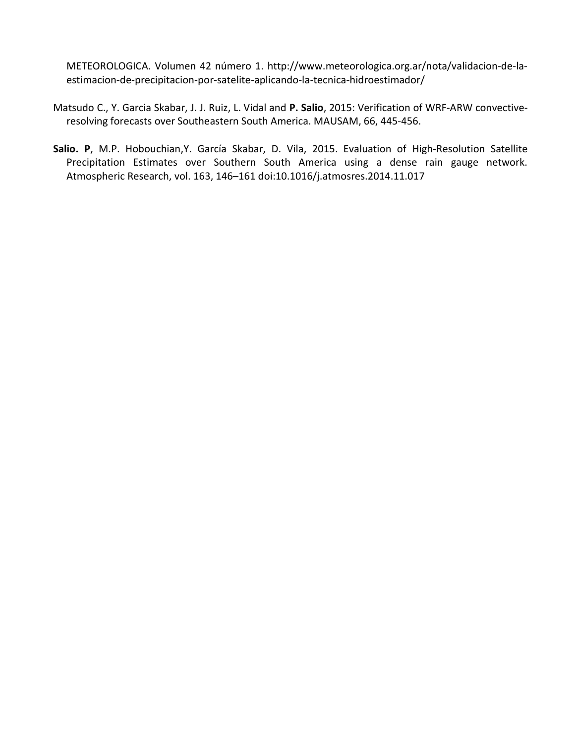METEOROLOGICA. Volumen 42 número 1. http://www.meteorologica.org.ar/nota/validacion-de-la-estimacion-de-precipitacion-por-satelite-aplicando-la-tecnica-hidroestimador/

Matsudo C., Y. Garcia Skabar, J. J. Ruiz, L. Vidal and **P. Salio**, 2015: Verification of WRF-ARW convective-resolving forecasts over Southeastern South America. MAUSAM, 66, 445-456.

**Salio. P**, M.P. Hobouchian,Y. García Skabar, D. Vila, 2015. Evaluation of High-Resolution Satellite Precipitation Estimates over Southern South America using a dense rain gauge network. Atmospheric Research, vol. 163, 146–161 doi:10.1016/j.atmosres.2014.11.017